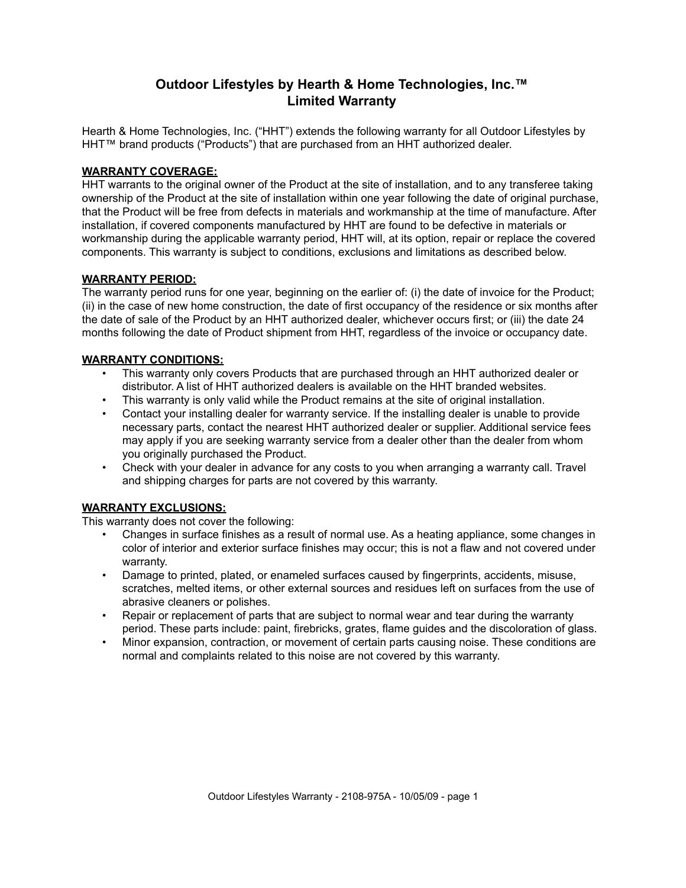# Outdoor Lifestyles by Hearth & Home Technologies, Inc.™
# Limited Warranty

Hearth & Home Technologies, Inc. ("HHT") extends the following warranty for all Outdoor Lifestyles by HHT™ brand products ("Products") that are purchased from an HHT authorized dealer.

## WARRANTY COVERAGE:

HHT warrants to the original owner of the Product at the site of installation, and to any transferee taking ownership of the Product at the site of installation within one year following the date of original purchase, that the Product will be free from defects in materials and workmanship at the time of manufacture. After installation, if covered components manufactured by HHT are found to be defective in materials or workmanship during the applicable warranty period, HHT will, at its option, repair or replace the covered components. This warranty is subject to conditions, exclusions and limitations as described below.

## WARRANTY PERIOD:

The warranty period runs for one year, beginning on the earlier of: (i) the date of invoice for the Product; (ii) in the case of new home construction, the date of first occupancy of the residence or six months after the date of sale of the Product by an HHT authorized dealer, whichever occurs first; or (iii) the date 24 months following the date of Product shipment from HHT, regardless of the invoice or occupancy date.

## WARRANTY CONDITIONS:

- This warranty only covers Products that are purchased through an HHT authorized dealer or distributor. A list of HHT authorized dealers is available on the HHT branded websites.
- This warranty is only valid while the Product remains at the site of original installation.
- Contact your installing dealer for warranty service. If the installing dealer is unable to provide necessary parts, contact the nearest HHT authorized dealer or supplier. Additional service fees may apply if you are seeking warranty service from a dealer other than the dealer from whom you originally purchased the Product.
- Check with your dealer in advance for any costs to you when arranging a warranty call. Travel and shipping charges for parts are not covered by this warranty.

## WARRANTY EXCLUSIONS:

This warranty does not cover the following:

- Changes in surface finishes as a result of normal use. As a heating appliance, some changes in color of interior and exterior surface finishes may occur; this is not a flaw and not covered under warranty.
- Damage to printed, plated, or enameled surfaces caused by fingerprints, accidents, misuse, scratches, melted items, or other external sources and residues left on surfaces from the use of abrasive cleaners or polishes.
- Repair or replacement of parts that are subject to normal wear and tear during the warranty period. These parts include: paint, firebricks, grates, flame guides and the discoloration of glass.
- Minor expansion, contraction, or movement of certain parts causing noise. These conditions are normal and complaints related to this noise are not covered by this warranty.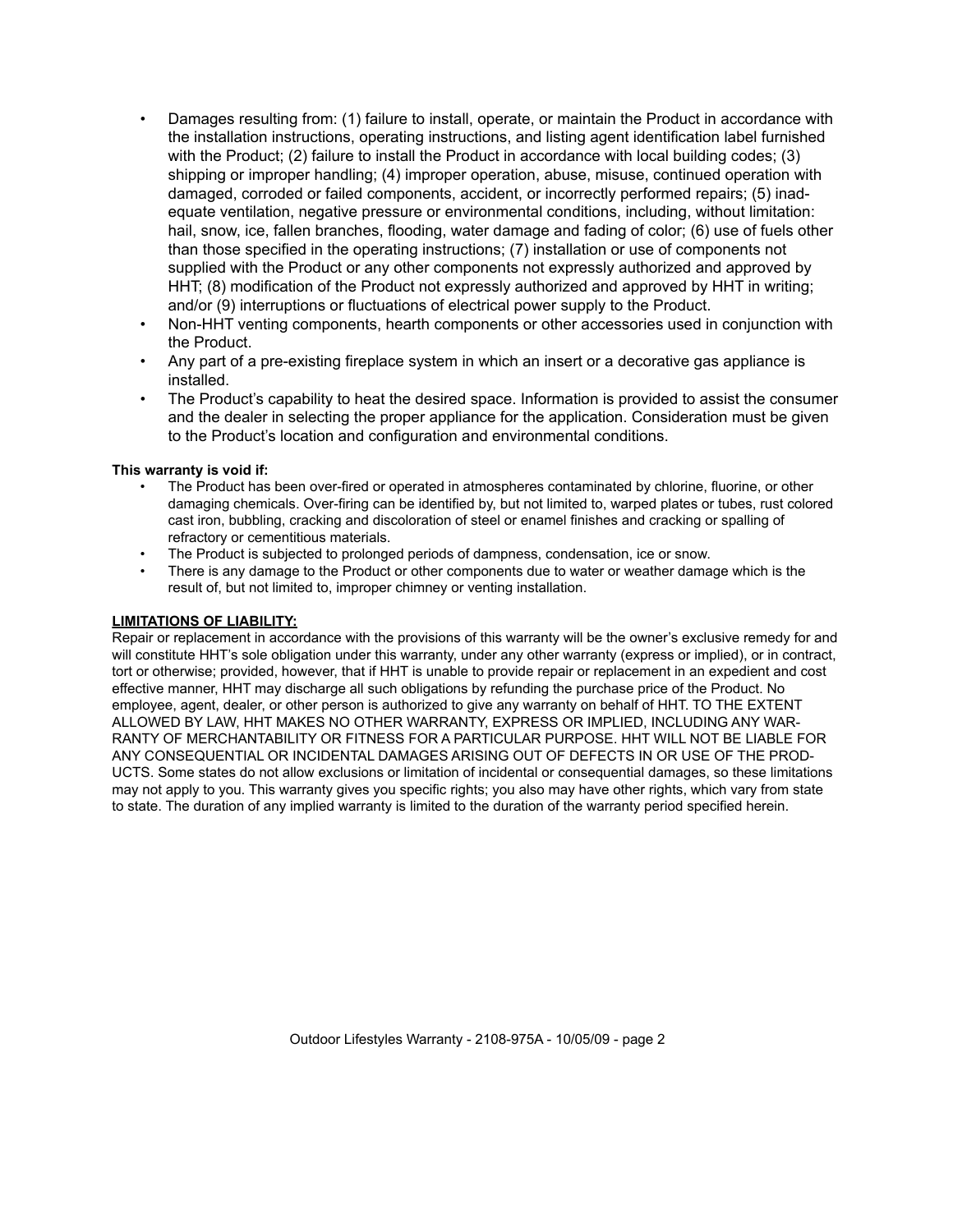- Damages resulting from: (1) failure to install, operate, or maintain the Product in accordance with the installation instructions, operating instructions, and listing agent identification label furnished with the Product; (2) failure to install the Product in accordance with local building codes; (3) shipping or improper handling; (4) improper operation, abuse, misuse, continued operation with damaged, corroded or failed components, accident, or incorrectly performed repairs; (5) inadequate ventilation, negative pressure or environmental conditions, including, without limitation: hail, snow, ice, fallen branches, flooding, water damage and fading of color; (6) use of fuels other than those specified in the operating instructions; (7) installation or use of components not supplied with the Product or any other components not expressly authorized and approved by HHT; (8) modification of the Product not expressly authorized and approved by HHT in writing; and/or (9) interruptions or fluctuations of electrical power supply to the Product.
- Non-HHT venting components, hearth components or other accessories used in conjunction with the Product.
- Any part of a pre-existing fireplace system in which an insert or a decorative gas appliance is installed.
- The Product's capability to heat the desired space. Information is provided to assist the consumer and the dealer in selecting the proper appliance for the application. Consideration must be given to the Product's location and configuration and environmental conditions.

**This warranty is void if:**

- The Product has been over-fired or operated in atmospheres contaminated by chlorine, fluorine, or other damaging chemicals. Over-firing can be identified by, but not limited to, warped plates or tubes, rust colored cast iron, bubbling, cracking and discoloration of steel or enamel finishes and cracking or spalling of refractory or cementitious materials.
- The Product is subjected to prolonged periods of dampness, condensation, ice or snow.
- There is any damage to the Product or other components due to water or weather damage which is the result of, but not limited to, improper chimney or venting installation.

**LIMITATIONS OF LIABILITY:**

Repair or replacement in accordance with the provisions of this warranty will be the owner's exclusive remedy for and will constitute HHT's sole obligation under this warranty, under any other warranty (express or implied), or in contract, tort or otherwise; provided, however, that if HHT is unable to provide repair or replacement in an expedient and cost effective manner, HHT may discharge all such obligations by refunding the purchase price of the Product. No employee, agent, dealer, or other person is authorized to give any warranty on behalf of HHT. TO THE EXTENT ALLOWED BY LAW, HHT MAKES NO OTHER WARRANTY, EXPRESS OR IMPLIED, INCLUDING ANY WARRANTY OF MERCHANTABILITY OR FITNESS FOR A PARTICULAR PURPOSE. HHT WILL NOT BE LIABLE FOR ANY CONSEQUENTIAL OR INCIDENTAL DAMAGES ARISING OUT OF DEFECTS IN OR USE OF THE PRODUCTS. Some states do not allow exclusions or limitation of incidental or consequential damages, so these limitations may not apply to you. This warranty gives you specific rights; you also may have other rights, which vary from state to state. The duration of any implied warranty is limited to the duration of the warranty period specified herein.